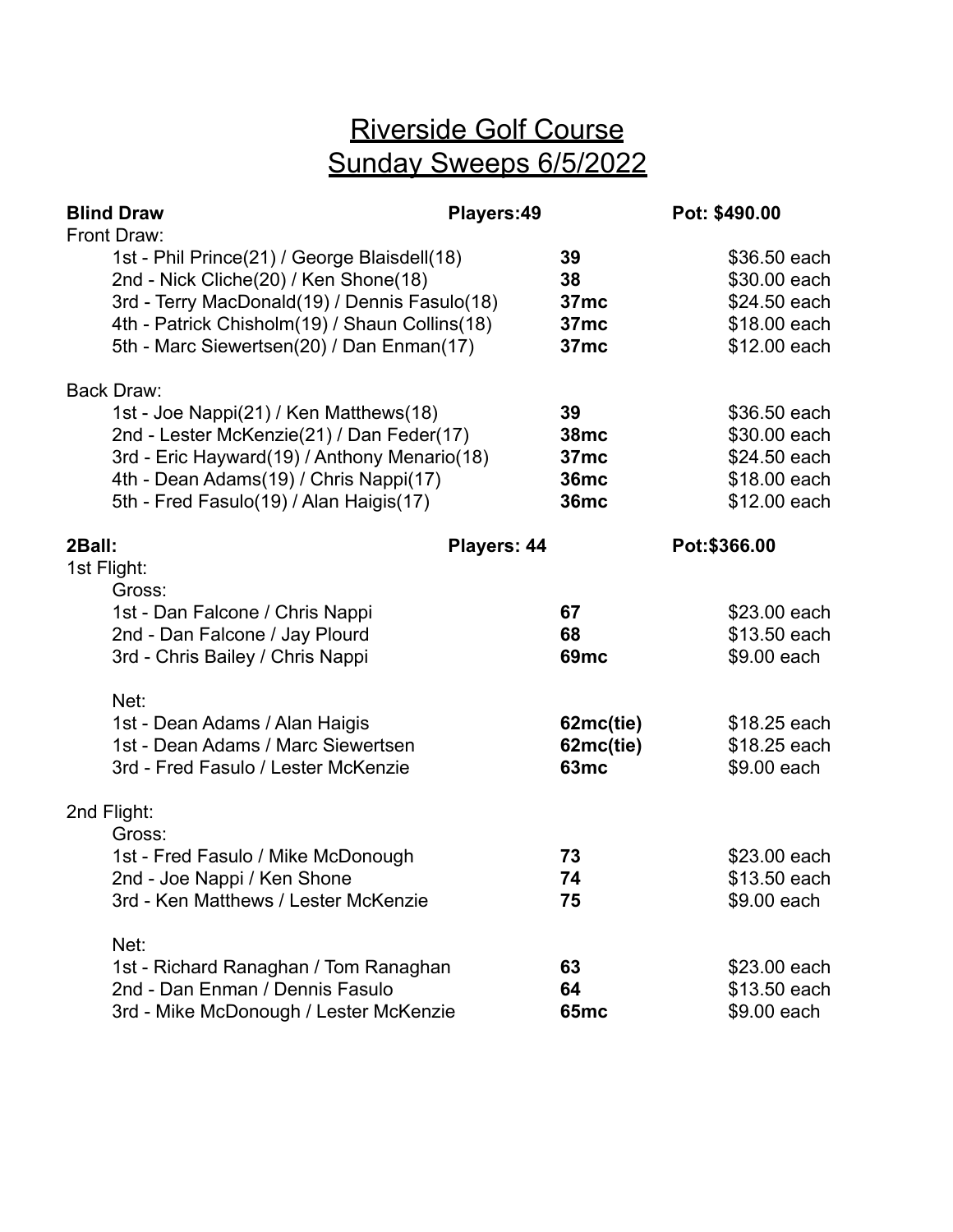# Riverside Golf Course
## Sunday Sweeps 6/5/2022

**Blind Draw** — **Players:49** — **Pot: $490.00**

Front Draw:

| Place | Team | Score | Payout |
|---|---|---|---|
| 1st | Phil Prince(21) / George Blaisdell(18) | **39** | $36.50 each |
| 2nd | Nick Cliche(20) / Ken Shone(18) | **38** | $30.00 each |
| 3rd | Terry MacDonald(19) / Dennis Fasulo(18) | **37mc** | $24.50 each |
| 4th | Patrick Chisholm(19) / Shaun Collins(18) | **37mc** | $18.00 each |
| 5th | Marc Siewertsen(20) / Dan Enman(17) | **37mc** | $12.00 each |

Back Draw:

| Place | Team | Score | Payout |
|---|---|---|---|
| 1st | Joe Nappi(21) / Ken Matthews(18) | **39** | $36.50 each |
| 2nd | Lester McKenzie(21) / Dan Feder(17) | **38mc** | $30.00 each |
| 3rd | Eric Hayward(19) / Anthony Menario(18) | **37mc** | $24.50 each |
| 4th | Dean Adams(19) / Chris Nappi(17) | **36mc** | $18.00 each |
| 5th | Fred Fasulo(19) / Alan Haigis(17) | **36mc** | $12.00 each |

**2Ball:** — **Players: 44** — **Pot:$366.00**

1st Flight:

Gross:

| Place | Team | Score | Payout |
|---|---|---|---|
| 1st | Dan Falcone / Chris Nappi | **67** | $23.00 each |
| 2nd | Dan Falcone / Jay Plourd | **68** | $13.50 each |
| 3rd | Chris Bailey / Chris Nappi | **69mc** | $9.00 each |

Net:

| Place | Team | Score | Payout |
|---|---|---|---|
| 1st | Dean Adams / Alan Haigis | **62mc(tie)** | $18.25 each |
| 1st | Dean Adams / Marc Siewertsen | **62mc(tie)** | $18.25 each |
| 3rd | Fred Fasulo / Lester McKenzie | **63mc** | $9.00 each |

2nd Flight:

Gross:

| Place | Team | Score | Payout |
|---|---|---|---|
| 1st | Fred Fasulo / Mike McDonough | **73** | $23.00 each |
| 2nd | Joe Nappi / Ken Shone | **74** | $13.50 each |
| 3rd | Ken Matthews / Lester McKenzie | **75** | $9.00 each |

Net:

| Place | Team | Score | Payout |
|---|---|---|---|
| 1st | Richard Ranaghan / Tom Ranaghan | **63** | $23.00 each |
| 2nd | Dan Enman / Dennis Fasulo | **64** | $13.50 each |
| 3rd | Mike McDonough / Lester McKenzie | **65mc** | $9.00 each |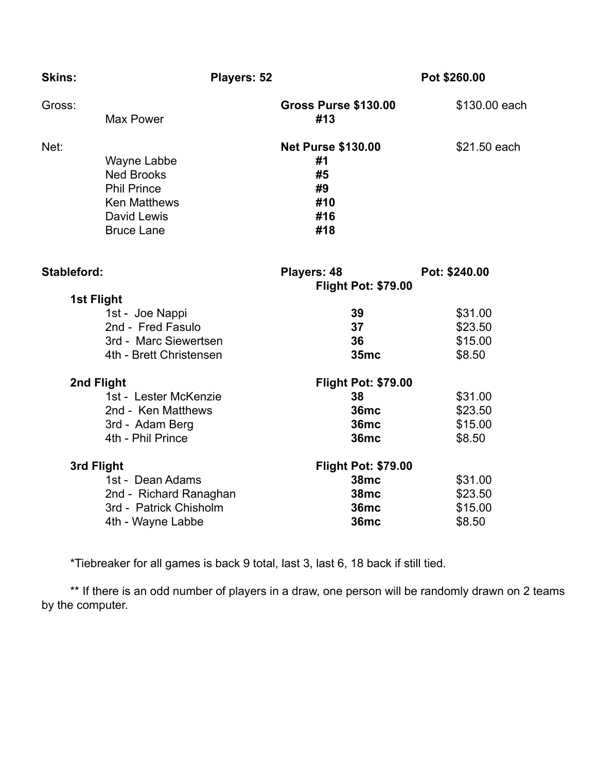| **Skins:** | **Players: 52** | | **Pot $260.00** |
|---|---|---|---|
| Gross: | | **Gross Purse $130.00** | $130.00 each |
| | Max Power | **#13** | |
| Net: | | **Net Purse $130.00** | $21.50 each |
| | Wayne Labbe | **#1** | |
| | Ned Brooks | **#5** | |
| | Phil Prince | **#9** | |
| | Ken Matthews | **#10** | |
| | David Lewis | **#16** | |
| | Bruce Lane | **#18** | |

| **Stableford:** | **Players: 48** | **Pot: $240.00** |
|---|---|---|
| | **Flight Pot: $79.00** | |
| **1st Flight** | | |
| 1st - Joe Nappi | **39** | $31.00 |
| 2nd - Fred Fasulo | **37** | $23.50 |
| 3rd - Marc Siewertsen | **36** | $15.00 |
| 4th - Brett Christensen | **35mc** | $8.50 |
| **2nd Flight** | **Flight Pot: $79.00** | |
| 1st - Lester McKenzie | **38** | $31.00 |
| 2nd - Ken Matthews | **36mc** | $23.50 |
| 3rd - Adam Berg | **36mc** | $15.00 |
| 4th - Phil Prince | **36mc** | $8.50 |
| **3rd Flight** | **Flight Pot: $79.00** | |
| 1st - Dean Adams | **38mc** | $31.00 |
| 2nd - Richard Ranaghan | **38mc** | $23.50 |
| 3rd - Patrick Chisholm | **36mc** | $15.00 |
| 4th - Wayne Labbe | **36mc** | $8.50 |

*Tiebreaker for all games is back 9 total, last 3, last 6, 18 back if still tied.

** If there is an odd number of players in a draw, one person will be randomly drawn on 2 teams by the computer.